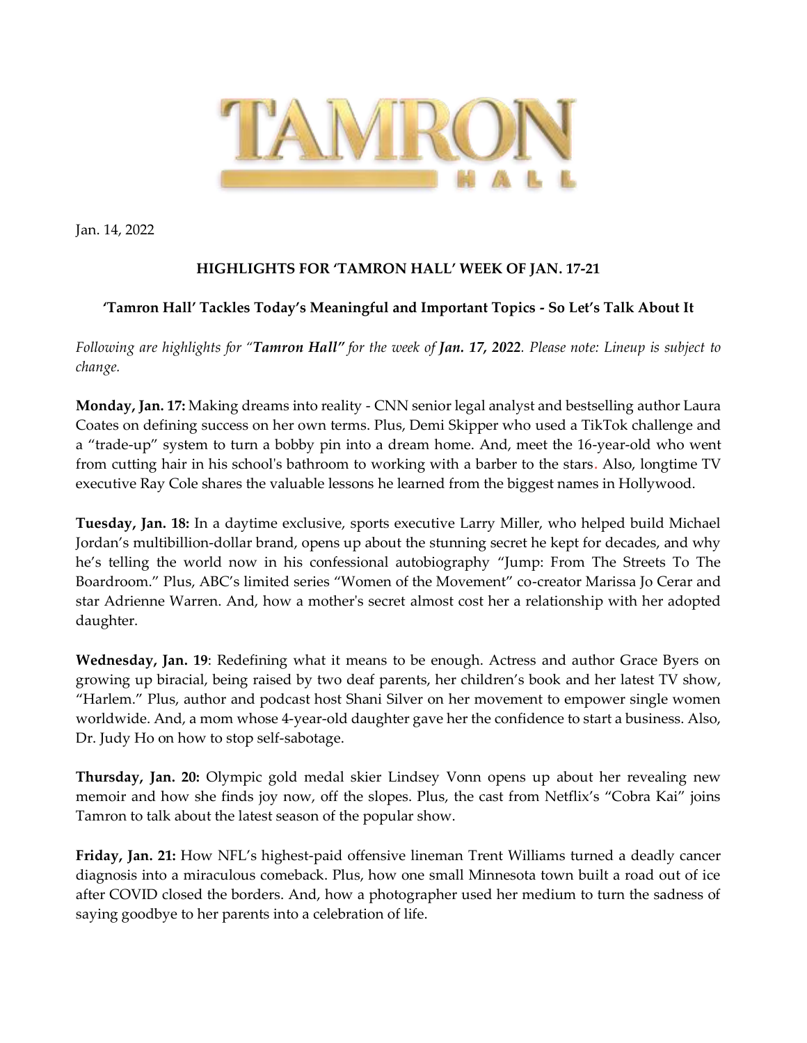# TAMRON HALL

Jan. 14, 2022

## HIGHLIGHTS FOR 'TAMRON HALL' WEEK OF JAN. 17-21

### 'Tamron Hall' Tackles Today's Meaningful and Important Topics - So Let's Talk About It

*Following are highlights for "**Tamron Hall**" for the week of **Jan. 17, 2022**. Please note: Lineup is subject to change.*

**Monday, Jan. 17:** Making dreams into reality - CNN senior legal analyst and bestselling author Laura Coates on defining success on her own terms. Plus, Demi Skipper who used a TikTok challenge and a "trade-up" system to turn a bobby pin into a dream home. And, meet the 16-year-old who went from cutting hair in his school's bathroom to working with a barber to the stars. Also, longtime TV executive Ray Cole shares the valuable lessons he learned from the biggest names in Hollywood.

**Tuesday, Jan. 18:** In a daytime exclusive, sports executive Larry Miller, who helped build Michael Jordan's multibillion-dollar brand, opens up about the stunning secret he kept for decades, and why he's telling the world now in his confessional autobiography "Jump: From The Streets To The Boardroom." Plus, ABC's limited series "Women of the Movement" co-creator Marissa Jo Cerar and star Adrienne Warren. And, how a mother's secret almost cost her a relationship with her adopted daughter.

**Wednesday, Jan. 19**: Redefining what it means to be enough. Actress and author Grace Byers on growing up biracial, being raised by two deaf parents, her children's book and her latest TV show, "Harlem." Plus, author and podcast host Shani Silver on her movement to empower single women worldwide. And, a mom whose 4-year-old daughter gave her the confidence to start a business. Also, Dr. Judy Ho on how to stop self-sabotage.

**Thursday, Jan. 20:** Olympic gold medal skier Lindsey Vonn opens up about her revealing new memoir and how she finds joy now, off the slopes. Plus, the cast from Netflix's "Cobra Kai" joins Tamron to talk about the latest season of the popular show.

**Friday, Jan. 21:** How NFL's highest-paid offensive lineman Trent Williams turned a deadly cancer diagnosis into a miraculous comeback. Plus, how one small Minnesota town built a road out of ice after COVID closed the borders. And, how a photographer used her medium to turn the sadness of saying goodbye to her parents into a celebration of life.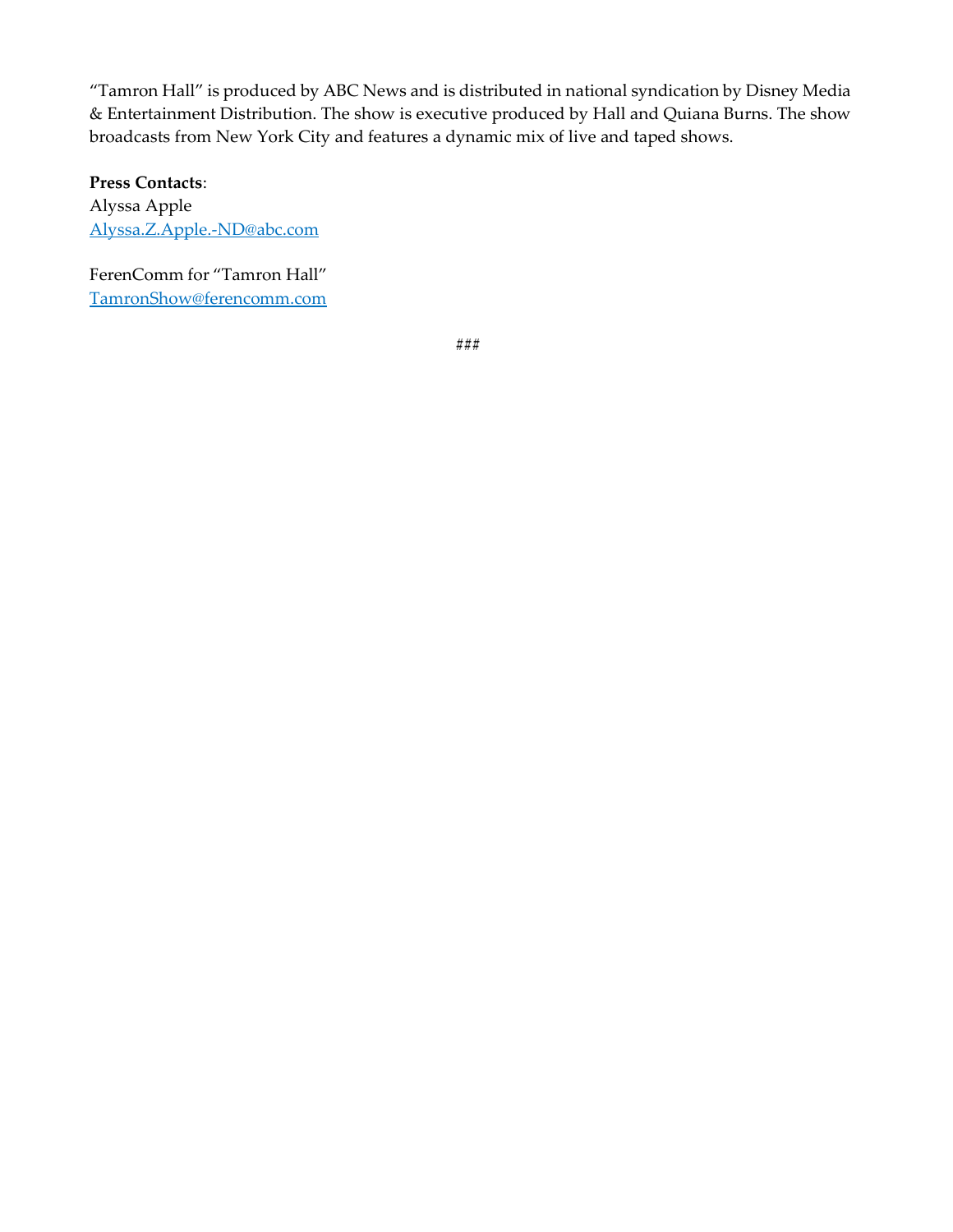"Tamron Hall" is produced by ABC News and is distributed in national syndication by Disney Media & Entertainment Distribution. The show is executive produced by Hall and Quiana Burns. The show broadcasts from New York City and features a dynamic mix of live and taped shows.

**Press Contacts**:
Alyssa Apple
Alyssa.Z.Apple.-ND@abc.com

FerenComm for "Tamron Hall"
TamronShow@ferencomm.com

###